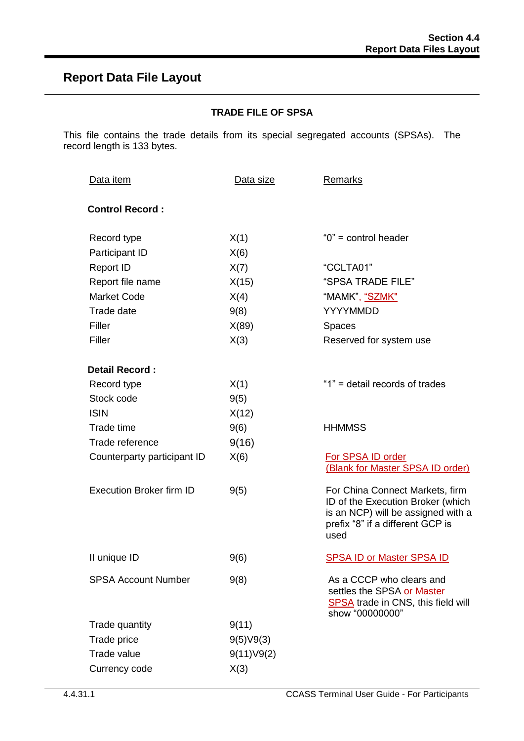## Report Data File Layout

**TRADE FILE OF SPSA**

This file contains the trade details from its special segregated accounts (SPSAs). The record length is 133 bytes.

| Data item | Data size | Remarks |
|---|---|---|
| **Control Record :** | | |
| Record type | X(1) | "0" = control header |
| Participant ID | X(6) | |
| Report ID | X(7) | "CCLTA01" |
| Report file name | X(15) | "SPSA TRADE FILE" |
| Market Code | X(4) | "MAMK", "SZMK" |
| Trade date | 9(8) | YYYYMMDD |
| Filler | X(89) | Spaces |
| Filler | X(3) | Reserved for system use |
| **Detail Record :** | | |
| Record type | X(1) | "1" = detail records of trades |
| Stock code | 9(5) | |
| ISIN | X(12) | |
| Trade time | 9(6) | HHMMSS |
| Trade reference | 9(16) | |
| Counterparty participant ID | X(6) | For SPSA ID order (Blank for Master SPSA ID order) |
| Execution Broker firm ID | 9(5) | For China Connect Markets, firm ID of the Execution Broker (which is an NCP) will be assigned with a prefix "8" if a different GCP is used |
| II unique ID | 9(6) | SPSA ID or Master SPSA ID |
| SPSA Account Number | 9(8) | As a CCCP who clears and settles the SPSA or Master SPSA trade in CNS, this field will show "00000000" |
| Trade quantity | 9(11) | |
| Trade price | 9(5)V9(3) | |
| Trade value | 9(11)V9(2) | |
| Currency code | X(3) | |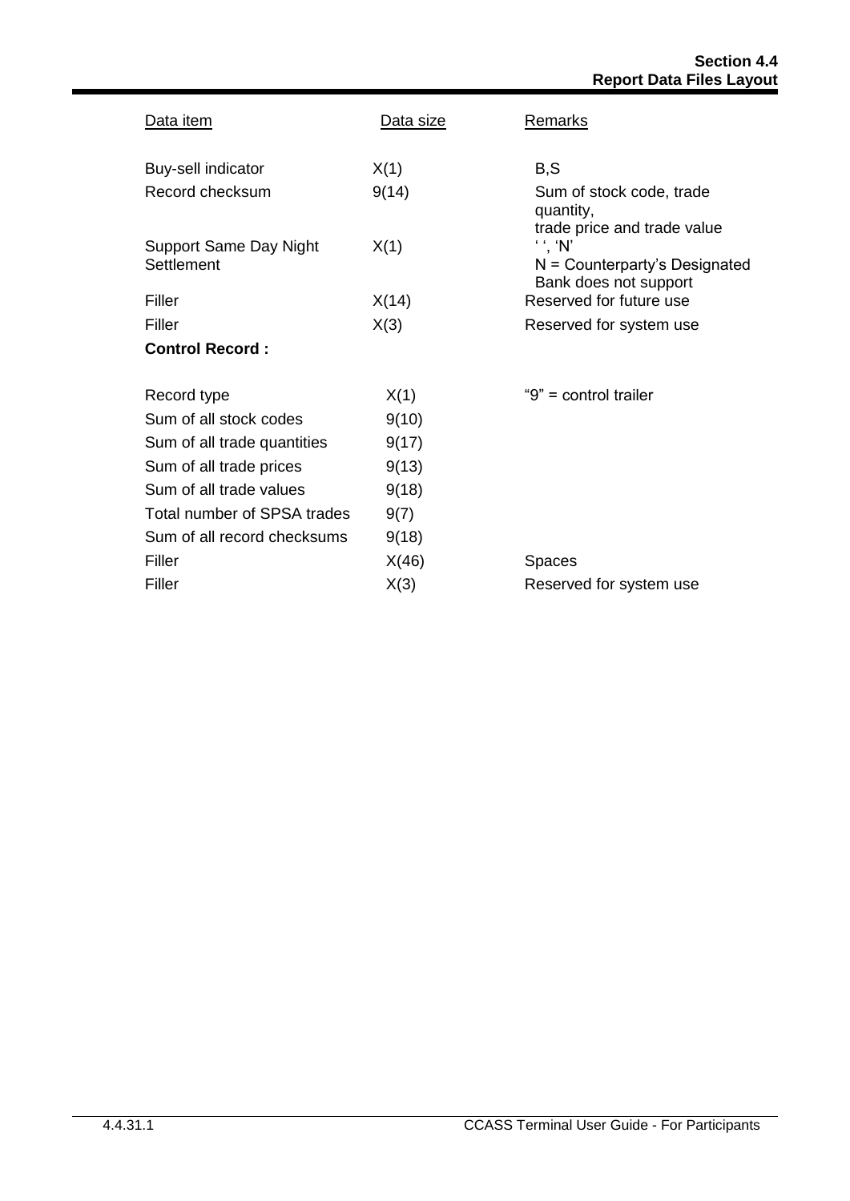| Data item | Data size | Remarks |
| --- | --- | --- |
| Buy-sell indicator | X(1) | B,S |
| Record checksum | 9(14) | Sum of stock code, trade quantity, trade price and trade value |
| Support Same Day Night Settlement | X(1) | ' ', 'N' N = Counterparty's Designated Bank does not support |
| Filler | X(14) | Reserved for future use |
| Filler | X(3) | Reserved for system use |

**Control Record :**

| Data item | Data size | Remarks |
| --- | --- | --- |
| Record type | X(1) | "9" = control trailer |
| Sum of all stock codes | 9(10) | |
| Sum of all trade quantities | 9(17) | |
| Sum of all trade prices | 9(13) | |
| Sum of all trade values | 9(18) | |
| Total number of SPSA trades | 9(7) | |
| Sum of all record checksums | 9(18) | |
| Filler | X(46) | Spaces |
| Filler | X(3) | Reserved for system use |